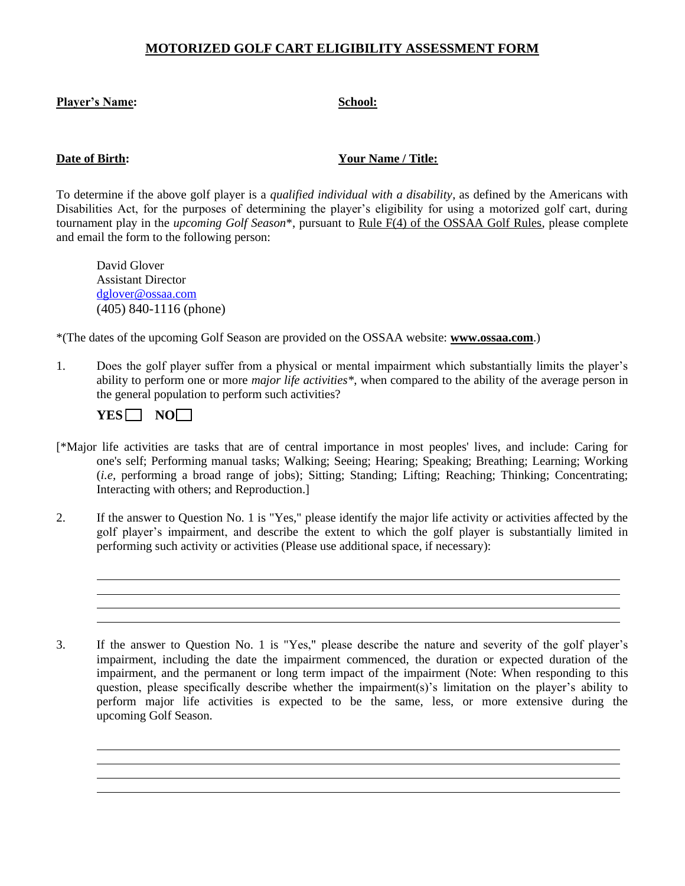# MOTORIZED GOLF CART ELIGIBILITY ASSESSMENT FORM

**Player's Name:** 

**School:**

**Date of Birth:**

**Your Name / Title:**

To determine if the above golf player is a *qualified individual with a disability*, as defined by the Americans with Disabilities Act, for the purposes of determining the player's eligibility for using a motorized golf cart, during tournament play in the *upcoming Golf Season*\*, pursuant to Rule F(4) of the OSSAA Golf Rules, please complete and email the form to the following person:

David Glover
Assistant Director
dglover@ossaa.com
(405) 840-1116 (phone)

*(The dates of the upcoming Golf Season are provided on the OSSAA website: **www.ossaa.com**.)

1. Does the golf player suffer from a physical or mental impairment which substantially limits the player's ability to perform one or more *major life activities*\*, when compared to the ability of the average person in the general population to perform such activities?

   **YES** ☐ **NO** ☐

[*Major life activities are tasks that are of central importance in most peoples' lives, and include: Caring for one's self; Performing manual tasks; Walking; Seeing; Hearing; Speaking; Breathing; Learning; Working (*i.e,* performing a broad range of jobs); Sitting; Standing; Lifting; Reaching; Thinking; Concentrating; Interacting with others; and Reproduction.]

2. If the answer to Question No. 1 is "Yes," please identify the major life activity or activities affected by the golf player's impairment, and describe the extent to which the golf player is substantially limited in performing such activity or activities (Please use additional space, if necessary):

   \_\_\_\_\_\_\_\_\_\_\_\_\_\_\_\_\_\_\_\_\_\_\_\_\_\_\_\_\_\_\_\_\_\_\_\_\_\_\_\_
   \_\_\_\_\_\_\_\_\_\_\_\_\_\_\_\_\_\_\_\_\_\_\_\_\_\_\_\_\_\_\_\_\_\_\_\_\_\_\_\_
   \_\_\_\_\_\_\_\_\_\_\_\_\_\_\_\_\_\_\_\_\_\_\_\_\_\_\_\_\_\_\_\_\_\_\_\_\_\_\_\_
   \_\_\_\_\_\_\_\_\_\_\_\_\_\_\_\_\_\_\_\_\_\_\_\_\_\_\_\_\_\_\_\_\_\_\_\_\_\_\_\_

3. If the answer to Question No. 1 is "Yes," please describe the nature and severity of the golf player's impairment, including the date the impairment commenced, the duration or expected duration of the impairment, and the permanent or long term impact of the impairment (Note: When responding to this question, please specifically describe whether the impairment(s)'s limitation on the player's ability to perform major life activities is expected to be the same, less, or more extensive during the upcoming Golf Season.

   \_\_\_\_\_\_\_\_\_\_\_\_\_\_\_\_\_\_\_\_\_\_\_\_\_\_\_\_\_\_\_\_\_\_\_\_\_\_\_\_
   \_\_\_\_\_\_\_\_\_\_\_\_\_\_\_\_\_\_\_\_\_\_\_\_\_\_\_\_\_\_\_\_\_\_\_\_\_\_\_\_
   \_\_\_\_\_\_\_\_\_\_\_\_\_\_\_\_\_\_\_\_\_\_\_\_\_\_\_\_\_\_\_\_\_\_\_\_\_\_\_\_
   \_\_\_\_\_\_\_\_\_\_\_\_\_\_\_\_\_\_\_\_\_\_\_\_\_\_\_\_\_\_\_\_\_\_\_\_\_\_\_\_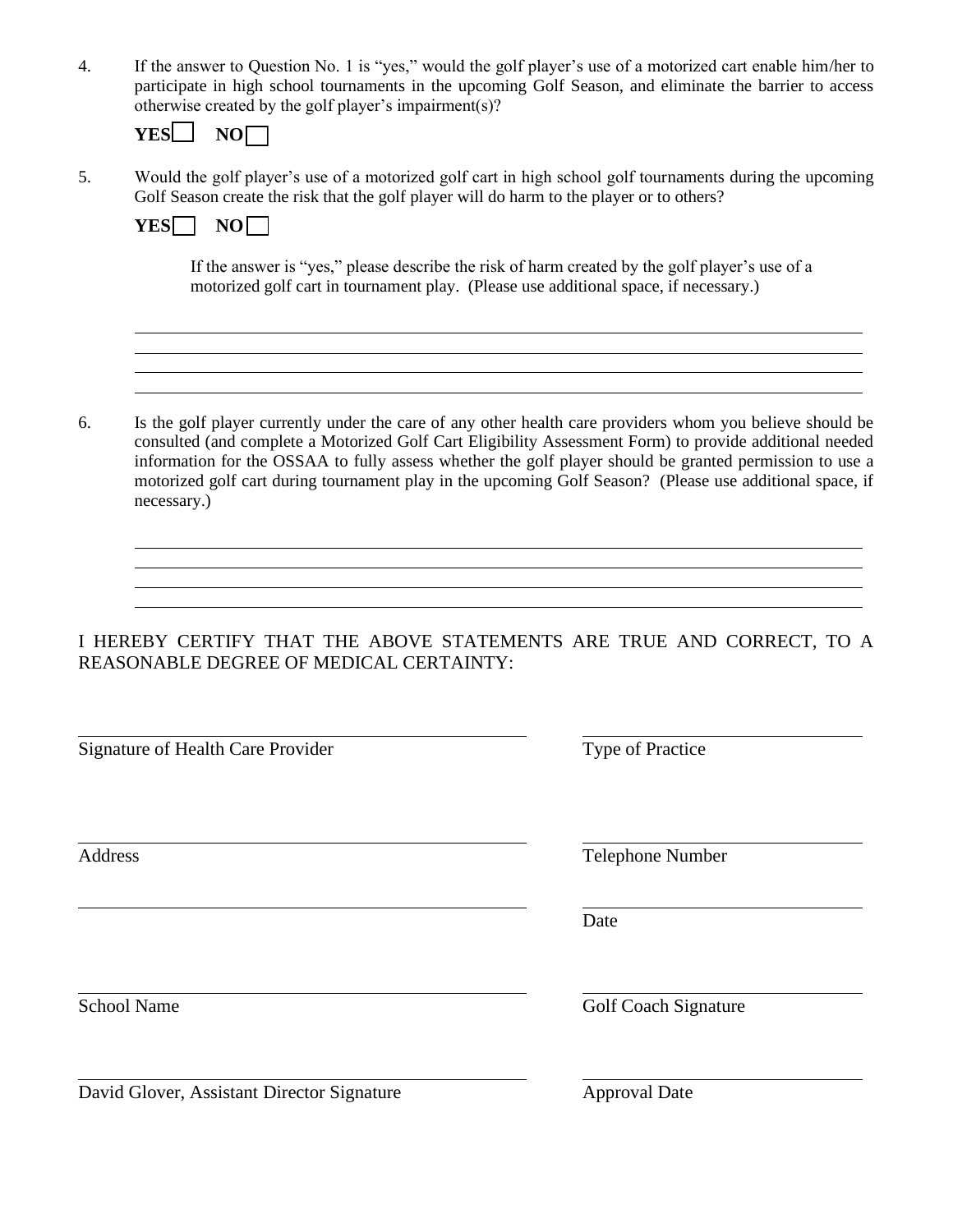4. If the answer to Question No. 1 is "yes," would the golf player's use of a motorized cart enable him/her to participate in high school tournaments in the upcoming Golf Season, and eliminate the barrier to access otherwise created by the golf player's impairment(s)?

   **YES** ☐ **NO** ☐

5. Would the golf player's use of a motorized golf cart in high school golf tournaments during the upcoming Golf Season create the risk that the golf player will do harm to the player or to others?

   **YES** ☐ **NO** ☐

   If the answer is "yes," please describe the risk of harm created by the golf player's use of a motorized golf cart in tournament play. (Please use additional space, if necessary.)

   \_\_\_\_\_\_\_\_\_\_\_\_\_\_\_\_\_\_\_\_\_\_\_\_\_\_\_\_\_\_\_\_\_\_\_\_\_\_\_\_\_\_\_\_\_\_\_\_\_\_\_\_\_\_\_\_\_\_\_\_\_\_\_\_\_\_\_\_\_\_

   \_\_\_\_\_\_\_\_\_\_\_\_\_\_\_\_\_\_\_\_\_\_\_\_\_\_\_\_\_\_\_\_\_\_\_\_\_\_\_\_\_\_\_\_\_\_\_\_\_\_\_\_\_\_\_\_\_\_\_\_\_\_\_\_\_\_\_\_\_\_

   \_\_\_\_\_\_\_\_\_\_\_\_\_\_\_\_\_\_\_\_\_\_\_\_\_\_\_\_\_\_\_\_\_\_\_\_\_\_\_\_\_\_\_\_\_\_\_\_\_\_\_\_\_\_\_\_\_\_\_\_\_\_\_\_\_\_\_\_\_\_

   \_\_\_\_\_\_\_\_\_\_\_\_\_\_\_\_\_\_\_\_\_\_\_\_\_\_\_\_\_\_\_\_\_\_\_\_\_\_\_\_\_\_\_\_\_\_\_\_\_\_\_\_\_\_\_\_\_\_\_\_\_\_\_\_\_\_\_\_\_\_

6. Is the golf player currently under the care of any other health care providers whom you believe should be consulted (and complete a Motorized Golf Cart Eligibility Assessment Form) to provide additional needed information for the OSSAA to fully assess whether the golf player should be granted permission to use a motorized golf cart during tournament play in the upcoming Golf Season? (Please use additional space, if necessary.)

   \_\_\_\_\_\_\_\_\_\_\_\_\_\_\_\_\_\_\_\_\_\_\_\_\_\_\_\_\_\_\_\_\_\_\_\_\_\_\_\_\_\_\_\_\_\_\_\_\_\_\_\_\_\_\_\_\_\_\_\_\_\_\_\_\_\_\_\_\_\_

   \_\_\_\_\_\_\_\_\_\_\_\_\_\_\_\_\_\_\_\_\_\_\_\_\_\_\_\_\_\_\_\_\_\_\_\_\_\_\_\_\_\_\_\_\_\_\_\_\_\_\_\_\_\_\_\_\_\_\_\_\_\_\_\_\_\_\_\_\_\_

   \_\_\_\_\_\_\_\_\_\_\_\_\_\_\_\_\_\_\_\_\_\_\_\_\_\_\_\_\_\_\_\_\_\_\_\_\_\_\_\_\_\_\_\_\_\_\_\_\_\_\_\_\_\_\_\_\_\_\_\_\_\_\_\_\_\_\_\_\_\_

   \_\_\_\_\_\_\_\_\_\_\_\_\_\_\_\_\_\_\_\_\_\_\_\_\_\_\_\_\_\_\_\_\_\_\_\_\_\_\_\_\_\_\_\_\_\_\_\_\_\_\_\_\_\_\_\_\_\_\_\_\_\_\_\_\_\_\_\_\_\_

I HEREBY CERTIFY THAT THE ABOVE STATEMENTS ARE TRUE AND CORRECT, TO A REASONABLE DEGREE OF MEDICAL CERTAINTY:

\_\_\_\_\_\_\_\_\_\_\_\_\_\_\_\_\_\_\_\_\_\_\_\_\_\_\_\_\_\_\_\_\_\_\_\_\_\_\_\_\_\_\_\_
Signature of Health Care Provider

\_\_\_\_\_\_\_\_\_\_\_\_\_\_\_\_\_\_\_\_\_\_\_\_\_\_\_\_
Type of Practice

\_\_\_\_\_\_\_\_\_\_\_\_\_\_\_\_\_\_\_\_\_\_\_\_\_\_\_\_\_\_\_\_\_\_\_\_\_\_\_\_\_\_\_\_
Address

\_\_\_\_\_\_\_\_\_\_\_\_\_\_\_\_\_\_\_\_\_\_\_\_\_\_\_\_
Telephone Number

\_\_\_\_\_\_\_\_\_\_\_\_\_\_\_\_\_\_\_\_\_\_\_\_\_\_\_\_\_\_\_\_\_\_\_\_\_\_\_\_\_\_\_\_

\_\_\_\_\_\_\_\_\_\_\_\_\_\_\_\_\_\_\_\_\_\_\_\_\_\_\_\_
Date

\_\_\_\_\_\_\_\_\_\_\_\_\_\_\_\_\_\_\_\_\_\_\_\_\_\_\_\_\_\_\_\_\_\_\_\_\_\_\_\_\_\_\_\_
School Name

\_\_\_\_\_\_\_\_\_\_\_\_\_\_\_\_\_\_\_\_\_\_\_\_\_\_\_\_
Golf Coach Signature

\_\_\_\_\_\_\_\_\_\_\_\_\_\_\_\_\_\_\_\_\_\_\_\_\_\_\_\_\_\_\_\_\_\_\_\_\_\_\_\_\_\_\_\_
David Glover, Assistant Director Signature

\_\_\_\_\_\_\_\_\_\_\_\_\_\_\_\_\_\_\_\_\_\_\_\_\_\_\_\_
Approval Date